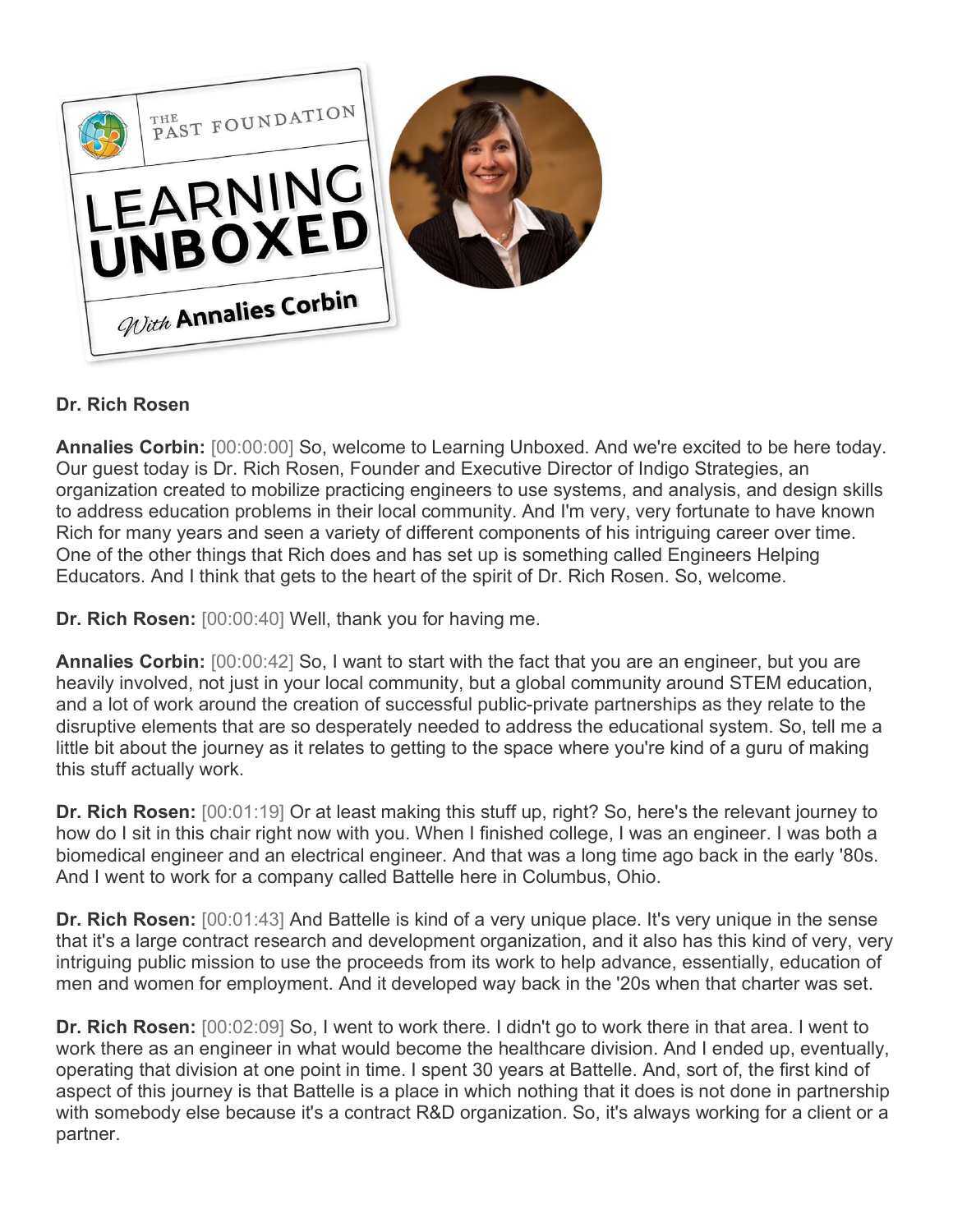**Dr. Rich Rosen**

**Annalies Corbin:** [00:00:00] So, welcome to Learning Unboxed. And we're excited to be here today. Our guest today is Dr. Rich Rosen, Founder and Executive Director of Indigo Strategies, an organization created to mobilize practicing engineers to use systems, and analysis, and design skills to address education problems in their local community. And I'm very, very fortunate to have known Rich for many years and seen a variety of different components of his intriguing career over time. One of the other things that Rich does and has set up is something called Engineers Helping Educators. And I think that gets to the heart of the spirit of Dr. Rich Rosen. So, welcome.

**Dr. Rich Rosen:** [00:00:40] Well, thank you for having me.

**Annalies Corbin:** [00:00:42] So, I want to start with the fact that you are an engineer, but you are heavily involved, not just in your local community, but a global community around STEM education, and a lot of work around the creation of successful public-private partnerships as they relate to the disruptive elements that are so desperately needed to address the educational system. So, tell me a little bit about the journey as it relates to getting to the space where you're kind of a guru of making this stuff actually work.

**Dr. Rich Rosen:** [00:01:19] Or at least making this stuff up, right? So, here's the relevant journey to how do I sit in this chair right now with you. When I finished college, I was an engineer. I was both a biomedical engineer and an electrical engineer. And that was a long time ago back in the early '80s. And I went to work for a company called Battelle here in Columbus, Ohio.

**Dr. Rich Rosen:** [00:01:43] And Battelle is kind of a very unique place. It's very unique in the sense that it's a large contract research and development organization, and it also has this kind of very, very intriguing public mission to use the proceeds from its work to help advance, essentially, education of men and women for employment. And it developed way back in the '20s when that charter was set.

**Dr. Rich Rosen:** [00:02:09] So, I went to work there. I didn't go to work there in that area. I went to work there as an engineer in what would become the healthcare division. And I ended up, eventually, operating that division at one point in time. I spent 30 years at Battelle. And, sort of, the first kind of aspect of this journey is that Battelle is a place in which nothing that it does is not done in partnership with somebody else because it's a contract R&D organization. So, it's always working for a client or a partner.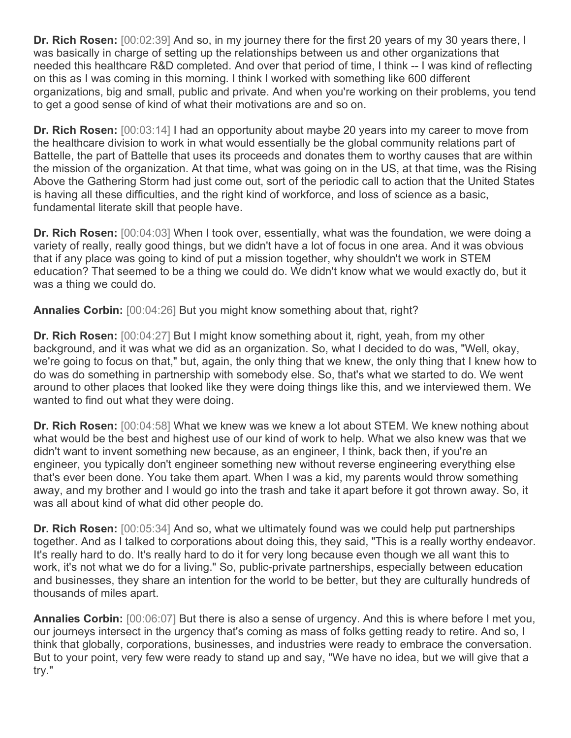**Dr. Rich Rosen:** [00:02:39] And so, in my journey there for the first 20 years of my 30 years there, I was basically in charge of setting up the relationships between us and other organizations that needed this healthcare R&D completed. And over that period of time, I think -- I was kind of reflecting on this as I was coming in this morning. I think I worked with something like 600 different organizations, big and small, public and private. And when you're working on their problems, you tend to get a good sense of kind of what their motivations are and so on.

**Dr. Rich Rosen:** [00:03:14] I had an opportunity about maybe 20 years into my career to move from the healthcare division to work in what would essentially be the global community relations part of Battelle, the part of Battelle that uses its proceeds and donates them to worthy causes that are within the mission of the organization. At that time, what was going on in the US, at that time, was the Rising Above the Gathering Storm had just come out, sort of the periodic call to action that the United States is having all these difficulties, and the right kind of workforce, and loss of science as a basic, fundamental literate skill that people have.

**Dr. Rich Rosen:** [00:04:03] When I took over, essentially, what was the foundation, we were doing a variety of really, really good things, but we didn't have a lot of focus in one area. And it was obvious that if any place was going to kind of put a mission together, why shouldn't we work in STEM education? That seemed to be a thing we could do. We didn't know what we would exactly do, but it was a thing we could do.

**Annalies Corbin:** [00:04:26] But you might know something about that, right?

**Dr. Rich Rosen:** [00:04:27] But I might know something about it, right, yeah, from my other background, and it was what we did as an organization. So, what I decided to do was, "Well, okay, we're going to focus on that," but, again, the only thing that we knew, the only thing that I knew how to do was do something in partnership with somebody else. So, that's what we started to do. We went around to other places that looked like they were doing things like this, and we interviewed them. We wanted to find out what they were doing.

**Dr. Rich Rosen:** [00:04:58] What we knew was we knew a lot about STEM. We knew nothing about what would be the best and highest use of our kind of work to help. What we also knew was that we didn't want to invent something new because, as an engineer, I think, back then, if you're an engineer, you typically don't engineer something new without reverse engineering everything else that's ever been done. You take them apart. When I was a kid, my parents would throw something away, and my brother and I would go into the trash and take it apart before it got thrown away. So, it was all about kind of what did other people do.

**Dr. Rich Rosen:** [00:05:34] And so, what we ultimately found was we could help put partnerships together. And as I talked to corporations about doing this, they said, "This is a really worthy endeavor. It's really hard to do. It's really hard to do it for very long because even though we all want this to work, it's not what we do for a living." So, public-private partnerships, especially between education and businesses, they share an intention for the world to be better, but they are culturally hundreds of thousands of miles apart.

**Annalies Corbin:** [00:06:07] But there is also a sense of urgency. And this is where before I met you, our journeys intersect in the urgency that's coming as mass of folks getting ready to retire. And so, I think that globally, corporations, businesses, and industries were ready to embrace the conversation. But to your point, very few were ready to stand up and say, "We have no idea, but we will give that a try."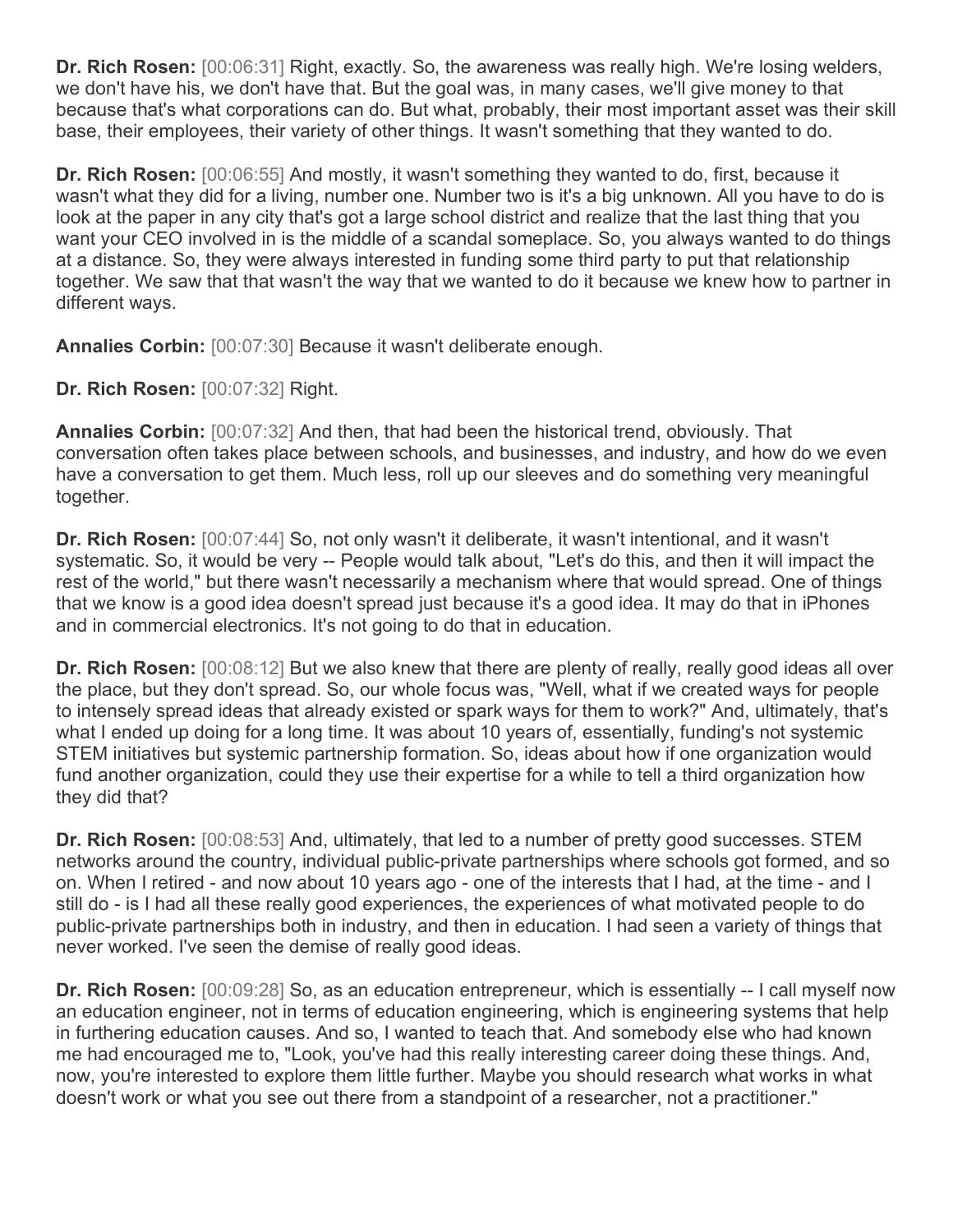**Dr. Rich Rosen:** [00:06:31] Right, exactly. So, the awareness was really high. We're losing welders, we don't have his, we don't have that. But the goal was, in many cases, we'll give money to that because that's what corporations can do. But what, probably, their most important asset was their skill base, their employees, their variety of other things. It wasn't something that they wanted to do.

**Dr. Rich Rosen:** [00:06:55] And mostly, it wasn't something they wanted to do, first, because it wasn't what they did for a living, number one. Number two is it's a big unknown. All you have to do is look at the paper in any city that's got a large school district and realize that the last thing that you want your CEO involved in is the middle of a scandal someplace. So, you always wanted to do things at a distance. So, they were always interested in funding some third party to put that relationship together. We saw that that wasn't the way that we wanted to do it because we knew how to partner in different ways.

**Annalies Corbin:** [00:07:30] Because it wasn't deliberate enough.

**Dr. Rich Rosen:** [00:07:32] Right.

**Annalies Corbin:** [00:07:32] And then, that had been the historical trend, obviously. That conversation often takes place between schools, and businesses, and industry, and how do we even have a conversation to get them. Much less, roll up our sleeves and do something very meaningful together.

**Dr. Rich Rosen:** [00:07:44] So, not only wasn't it deliberate, it wasn't intentional, and it wasn't systematic. So, it would be very -- People would talk about, "Let's do this, and then it will impact the rest of the world," but there wasn't necessarily a mechanism where that would spread. One of things that we know is a good idea doesn't spread just because it's a good idea. It may do that in iPhones and in commercial electronics. It's not going to do that in education.

**Dr. Rich Rosen:** [00:08:12] But we also knew that there are plenty of really, really good ideas all over the place, but they don't spread. So, our whole focus was, "Well, what if we created ways for people to intensely spread ideas that already existed or spark ways for them to work?" And, ultimately, that's what I ended up doing for a long time. It was about 10 years of, essentially, funding's not systemic STEM initiatives but systemic partnership formation. So, ideas about how if one organization would fund another organization, could they use their expertise for a while to tell a third organization how they did that?

**Dr. Rich Rosen:** [00:08:53] And, ultimately, that led to a number of pretty good successes. STEM networks around the country, individual public-private partnerships where schools got formed, and so on. When I retired - and now about 10 years ago - one of the interests that I had, at the time - and I still do - is I had all these really good experiences, the experiences of what motivated people to do public-private partnerships both in industry, and then in education. I had seen a variety of things that never worked. I've seen the demise of really good ideas.

**Dr. Rich Rosen:** [00:09:28] So, as an education entrepreneur, which is essentially -- I call myself now an education engineer, not in terms of education engineering, which is engineering systems that help in furthering education causes. And so, I wanted to teach that. And somebody else who had known me had encouraged me to, "Look, you've had this really interesting career doing these things. And, now, you're interested to explore them little further. Maybe you should research what works in what doesn't work or what you see out there from a standpoint of a researcher, not a practitioner."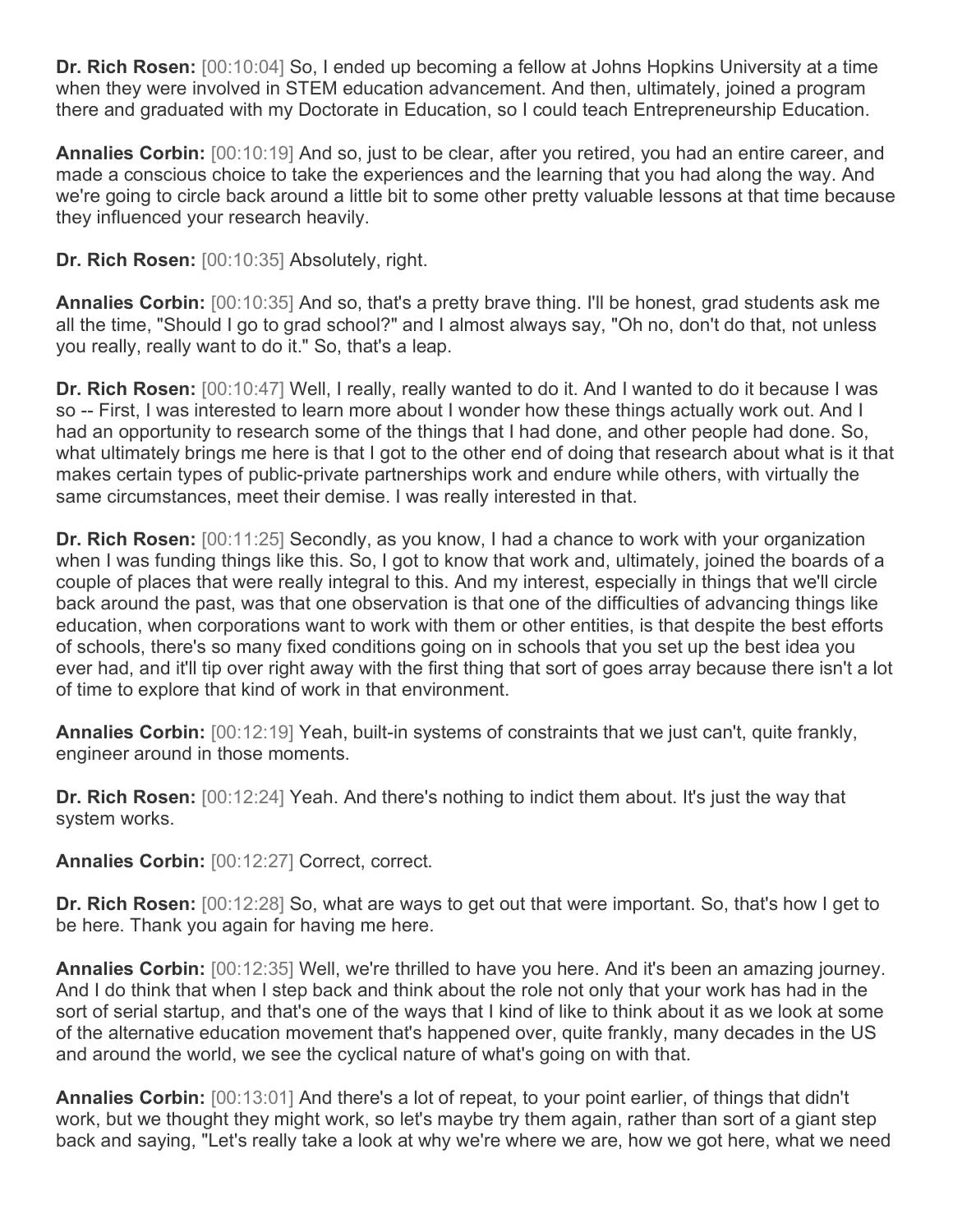**Dr. Rich Rosen:** [00:10:04] So, I ended up becoming a fellow at Johns Hopkins University at a time when they were involved in STEM education advancement. And then, ultimately, joined a program there and graduated with my Doctorate in Education, so I could teach Entrepreneurship Education.

**Annalies Corbin:** [00:10:19] And so, just to be clear, after you retired, you had an entire career, and made a conscious choice to take the experiences and the learning that you had along the way. And we're going to circle back around a little bit to some other pretty valuable lessons at that time because they influenced your research heavily.

**Dr. Rich Rosen:** [00:10:35] Absolutely, right.

**Annalies Corbin:** [00:10:35] And so, that's a pretty brave thing. I'll be honest, grad students ask me all the time, "Should I go to grad school?" and I almost always say, "Oh no, don't do that, not unless you really, really want to do it." So, that's a leap.

**Dr. Rich Rosen:** [00:10:47] Well, I really, really wanted to do it. And I wanted to do it because I was so -- First, I was interested to learn more about I wonder how these things actually work out. And I had an opportunity to research some of the things that I had done, and other people had done. So, what ultimately brings me here is that I got to the other end of doing that research about what is it that makes certain types of public-private partnerships work and endure while others, with virtually the same circumstances, meet their demise. I was really interested in that.

**Dr. Rich Rosen:** [00:11:25] Secondly, as you know, I had a chance to work with your organization when I was funding things like this. So, I got to know that work and, ultimately, joined the boards of a couple of places that were really integral to this. And my interest, especially in things that we'll circle back around the past, was that one observation is that one of the difficulties of advancing things like education, when corporations want to work with them or other entities, is that despite the best efforts of schools, there's so many fixed conditions going on in schools that you set up the best idea you ever had, and it'll tip over right away with the first thing that sort of goes array because there isn't a lot of time to explore that kind of work in that environment.

**Annalies Corbin:** [00:12:19] Yeah, built-in systems of constraints that we just can't, quite frankly, engineer around in those moments.

**Dr. Rich Rosen:** [00:12:24] Yeah. And there's nothing to indict them about. It's just the way that system works.

**Annalies Corbin:** [00:12:27] Correct, correct.

**Dr. Rich Rosen:** [00:12:28] So, what are ways to get out that were important. So, that's how I get to be here. Thank you again for having me here.

**Annalies Corbin:** [00:12:35] Well, we're thrilled to have you here. And it's been an amazing journey. And I do think that when I step back and think about the role not only that your work has had in the sort of serial startup, and that's one of the ways that I kind of like to think about it as we look at some of the alternative education movement that's happened over, quite frankly, many decades in the US and around the world, we see the cyclical nature of what's going on with that.

**Annalies Corbin:** [00:13:01] And there's a lot of repeat, to your point earlier, of things that didn't work, but we thought they might work, so let's maybe try them again, rather than sort of a giant step back and saying, "Let's really take a look at why we're where we are, how we got here, what we need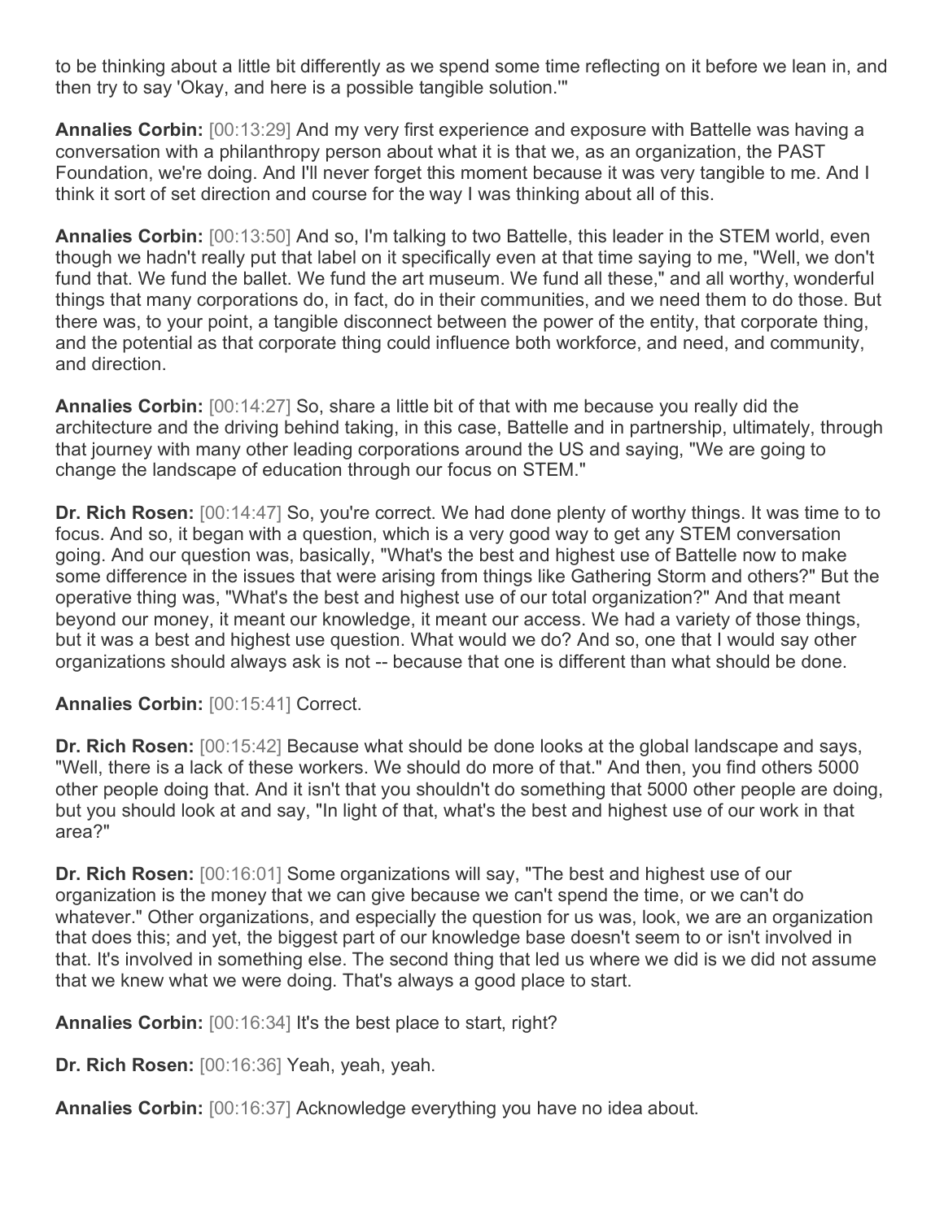to be thinking about a little bit differently as we spend some time reflecting on it before we lean in, and then try to say 'Okay, and here is a possible tangible solution.'"

**Annalies Corbin:** [00:13:29] And my very first experience and exposure with Battelle was having a conversation with a philanthropy person about what it is that we, as an organization, the PAST Foundation, we're doing. And I'll never forget this moment because it was very tangible to me. And I think it sort of set direction and course for the way I was thinking about all of this.

**Annalies Corbin:** [00:13:50] And so, I'm talking to two Battelle, this leader in the STEM world, even though we hadn't really put that label on it specifically even at that time saying to me, "Well, we don't fund that. We fund the ballet. We fund the art museum. We fund all these," and all worthy, wonderful things that many corporations do, in fact, do in their communities, and we need them to do those. But there was, to your point, a tangible disconnect between the power of the entity, that corporate thing, and the potential as that corporate thing could influence both workforce, and need, and community, and direction.

**Annalies Corbin:** [00:14:27] So, share a little bit of that with me because you really did the architecture and the driving behind taking, in this case, Battelle and in partnership, ultimately, through that journey with many other leading corporations around the US and saying, "We are going to change the landscape of education through our focus on STEM."

**Dr. Rich Rosen:** [00:14:47] So, you're correct. We had done plenty of worthy things. It was time to to focus. And so, it began with a question, which is a very good way to get any STEM conversation going. And our question was, basically, "What's the best and highest use of Battelle now to make some difference in the issues that were arising from things like Gathering Storm and others?" But the operative thing was, "What's the best and highest use of our total organization?" And that meant beyond our money, it meant our knowledge, it meant our access. We had a variety of those things, but it was a best and highest use question. What would we do? And so, one that I would say other organizations should always ask is not -- because that one is different than what should be done.

**Annalies Corbin:** [00:15:41] Correct.

**Dr. Rich Rosen:** [00:15:42] Because what should be done looks at the global landscape and says, "Well, there is a lack of these workers. We should do more of that." And then, you find others 5000 other people doing that. And it isn't that you shouldn't do something that 5000 other people are doing, but you should look at and say, "In light of that, what's the best and highest use of our work in that area?"

**Dr. Rich Rosen:** [00:16:01] Some organizations will say, "The best and highest use of our organization is the money that we can give because we can't spend the time, or we can't do whatever." Other organizations, and especially the question for us was, look, we are an organization that does this; and yet, the biggest part of our knowledge base doesn't seem to or isn't involved in that. It's involved in something else. The second thing that led us where we did is we did not assume that we knew what we were doing. That's always a good place to start.

**Annalies Corbin:** [00:16:34] It's the best place to start, right?

**Dr. Rich Rosen:** [00:16:36] Yeah, yeah, yeah.

**Annalies Corbin:** [00:16:37] Acknowledge everything you have no idea about.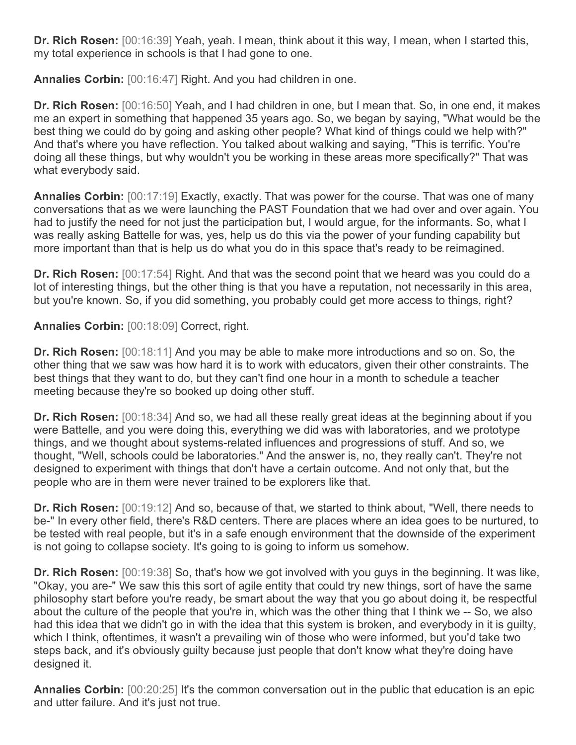**Dr. Rich Rosen:** [00:16:39] Yeah, yeah. I mean, think about it this way, I mean, when I started this, my total experience in schools is that I had gone to one.

**Annalies Corbin:** [00:16:47] Right. And you had children in one.

**Dr. Rich Rosen:** [00:16:50] Yeah, and I had children in one, but I mean that. So, in one end, it makes me an expert in something that happened 35 years ago. So, we began by saying, "What would be the best thing we could do by going and asking other people? What kind of things could we help with?" And that's where you have reflection. You talked about walking and saying, "This is terrific. You're doing all these things, but why wouldn't you be working in these areas more specifically?" That was what everybody said.

**Annalies Corbin:** [00:17:19] Exactly, exactly. That was power for the course. That was one of many conversations that as we were launching the PAST Foundation that we had over and over again. You had to justify the need for not just the participation but, I would argue, for the informants. So, what I was really asking Battelle for was, yes, help us do this via the power of your funding capability but more important than that is help us do what you do in this space that's ready to be reimagined.

**Dr. Rich Rosen:** [00:17:54] Right. And that was the second point that we heard was you could do a lot of interesting things, but the other thing is that you have a reputation, not necessarily in this area, but you're known. So, if you did something, you probably could get more access to things, right?

**Annalies Corbin:** [00:18:09] Correct, right.

**Dr. Rich Rosen:** [00:18:11] And you may be able to make more introductions and so on. So, the other thing that we saw was how hard it is to work with educators, given their other constraints. The best things that they want to do, but they can't find one hour in a month to schedule a teacher meeting because they're so booked up doing other stuff.

**Dr. Rich Rosen:** [00:18:34] And so, we had all these really great ideas at the beginning about if you were Battelle, and you were doing this, everything we did was with laboratories, and we prototype things, and we thought about systems-related influences and progressions of stuff. And so, we thought, "Well, schools could be laboratories." And the answer is, no, they really can't. They're not designed to experiment with things that don't have a certain outcome. And not only that, but the people who are in them were never trained to be explorers like that.

**Dr. Rich Rosen:** [00:19:12] And so, because of that, we started to think about, "Well, there needs to be-" In every other field, there's R&D centers. There are places where an idea goes to be nurtured, to be tested with real people, but it's in a safe enough environment that the downside of the experiment is not going to collapse society. It's going to is going to inform us somehow.

**Dr. Rich Rosen:** [00:19:38] So, that's how we got involved with you guys in the beginning. It was like, "Okay, you are-" We saw this this sort of agile entity that could try new things, sort of have the same philosophy start before you're ready, be smart about the way that you go about doing it, be respectful about the culture of the people that you're in, which was the other thing that I think we -- So, we also had this idea that we didn't go in with the idea that this system is broken, and everybody in it is guilty, which I think, oftentimes, it wasn't a prevailing win of those who were informed, but you'd take two steps back, and it's obviously guilty because just people that don't know what they're doing have designed it.

**Annalies Corbin:** [00:20:25] It's the common conversation out in the public that education is an epic and utter failure. And it's just not true.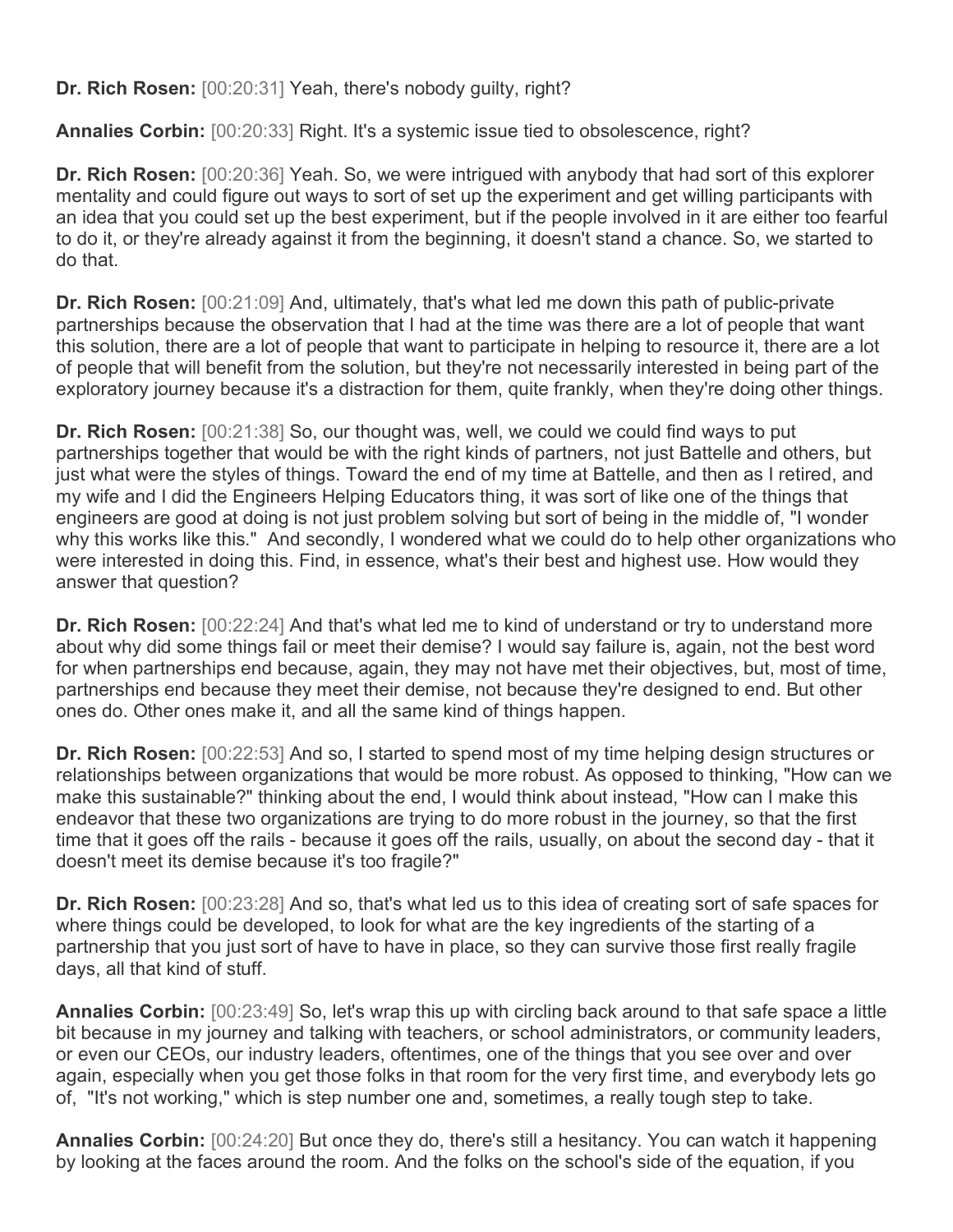**Dr. Rich Rosen:** [00:20:31] Yeah, there's nobody guilty, right?

**Annalies Corbin:** [00:20:33] Right. It's a systemic issue tied to obsolescence, right?

**Dr. Rich Rosen:** [00:20:36] Yeah. So, we were intrigued with anybody that had sort of this explorer mentality and could figure out ways to sort of set up the experiment and get willing participants with an idea that you could set up the best experiment, but if the people involved in it are either too fearful to do it, or they're already against it from the beginning, it doesn't stand a chance. So, we started to do that.

**Dr. Rich Rosen:** [00:21:09] And, ultimately, that's what led me down this path of public-private partnerships because the observation that I had at the time was there are a lot of people that want this solution, there are a lot of people that want to participate in helping to resource it, there are a lot of people that will benefit from the solution, but they're not necessarily interested in being part of the exploratory journey because it's a distraction for them, quite frankly, when they're doing other things.

**Dr. Rich Rosen:** [00:21:38] So, our thought was, well, we could we could find ways to put partnerships together that would be with the right kinds of partners, not just Battelle and others, but just what were the styles of things. Toward the end of my time at Battelle, and then as I retired, and my wife and I did the Engineers Helping Educators thing, it was sort of like one of the things that engineers are good at doing is not just problem solving but sort of being in the middle of, "I wonder why this works like this." And secondly, I wondered what we could do to help other organizations who were interested in doing this. Find, in essence, what's their best and highest use. How would they answer that question?

**Dr. Rich Rosen:** [00:22:24] And that's what led me to kind of understand or try to understand more about why did some things fail or meet their demise? I would say failure is, again, not the best word for when partnerships end because, again, they may not have met their objectives, but, most of time, partnerships end because they meet their demise, not because they're designed to end. But other ones do. Other ones make it, and all the same kind of things happen.

**Dr. Rich Rosen:** [00:22:53] And so, I started to spend most of my time helping design structures or relationships between organizations that would be more robust. As opposed to thinking, "How can we make this sustainable?" thinking about the end, I would think about instead, "How can I make this endeavor that these two organizations are trying to do more robust in the journey, so that the first time that it goes off the rails - because it goes off the rails, usually, on about the second day - that it doesn't meet its demise because it's too fragile?"

**Dr. Rich Rosen:** [00:23:28] And so, that's what led us to this idea of creating sort of safe spaces for where things could be developed, to look for what are the key ingredients of the starting of a partnership that you just sort of have to have in place, so they can survive those first really fragile days, all that kind of stuff.

**Annalies Corbin:** [00:23:49] So, let's wrap this up with circling back around to that safe space a little bit because in my journey and talking with teachers, or school administrators, or community leaders, or even our CEOs, our industry leaders, oftentimes, one of the things that you see over and over again, especially when you get those folks in that room for the very first time, and everybody lets go of, "It's not working," which is step number one and, sometimes, a really tough step to take.

**Annalies Corbin:** [00:24:20] But once they do, there's still a hesitancy. You can watch it happening by looking at the faces around the room. And the folks on the school's side of the equation, if you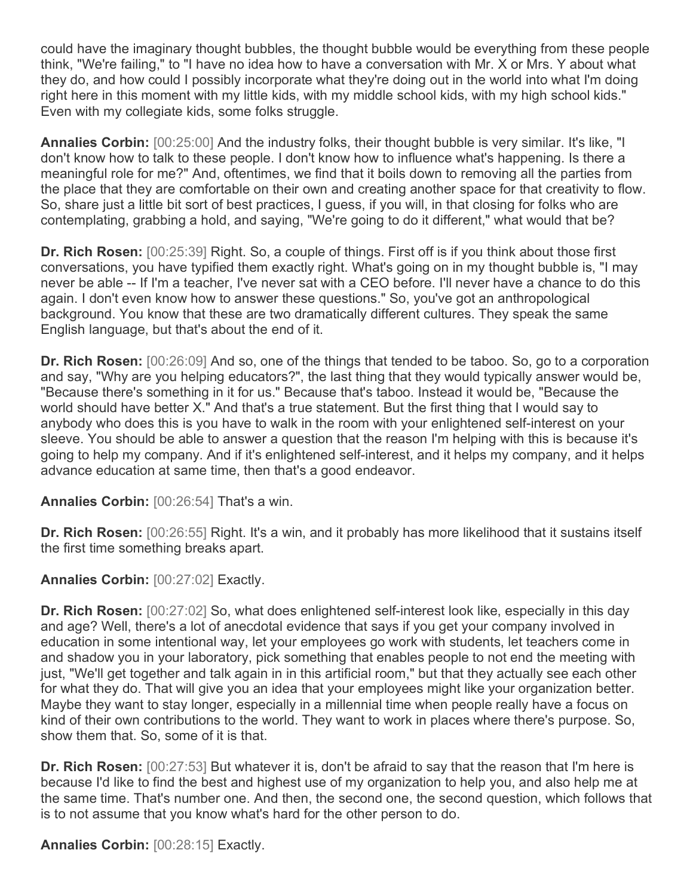could have the imaginary thought bubbles, the thought bubble would be everything from these people think, "We're failing," to "I have no idea how to have a conversation with Mr. X or Mrs. Y about what they do, and how could I possibly incorporate what they're doing out in the world into what I'm doing right here in this moment with my little kids, with my middle school kids, with my high school kids." Even with my collegiate kids, some folks struggle.

**Annalies Corbin:** [00:25:00] And the industry folks, their thought bubble is very similar. It's like, "I don't know how to talk to these people. I don't know how to influence what's happening. Is there a meaningful role for me?" And, oftentimes, we find that it boils down to removing all the parties from the place that they are comfortable on their own and creating another space for that creativity to flow. So, share just a little bit sort of best practices, I guess, if you will, in that closing for folks who are contemplating, grabbing a hold, and saying, "We're going to do it different," what would that be?

**Dr. Rich Rosen:** [00:25:39] Right. So, a couple of things. First off is if you think about those first conversations, you have typified them exactly right. What's going on in my thought bubble is, "I may never be able -- If I'm a teacher, I've never sat with a CEO before. I'll never have a chance to do this again. I don't even know how to answer these questions." So, you've got an anthropological background. You know that these are two dramatically different cultures. They speak the same English language, but that's about the end of it.

**Dr. Rich Rosen:** [00:26:09] And so, one of the things that tended to be taboo. So, go to a corporation and say, "Why are you helping educators?", the last thing that they would typically answer would be, "Because there's something in it for us." Because that's taboo. Instead it would be, "Because the world should have better X." And that's a true statement. But the first thing that I would say to anybody who does this is you have to walk in the room with your enlightened self-interest on your sleeve. You should be able to answer a question that the reason I'm helping with this is because it's going to help my company. And if it's enlightened self-interest, and it helps my company, and it helps advance education at same time, then that's a good endeavor.

**Annalies Corbin:** [00:26:54] That's a win.

**Dr. Rich Rosen:** [00:26:55] Right. It's a win, and it probably has more likelihood that it sustains itself the first time something breaks apart.

**Annalies Corbin:** [00:27:02] Exactly.

**Dr. Rich Rosen:** [00:27:02] So, what does enlightened self-interest look like, especially in this day and age? Well, there's a lot of anecdotal evidence that says if you get your company involved in education in some intentional way, let your employees go work with students, let teachers come in and shadow you in your laboratory, pick something that enables people to not end the meeting with just, "We'll get together and talk again in in this artificial room," but that they actually see each other for what they do. That will give you an idea that your employees might like your organization better. Maybe they want to stay longer, especially in a millennial time when people really have a focus on kind of their own contributions to the world. They want to work in places where there's purpose. So, show them that. So, some of it is that.

**Dr. Rich Rosen:** [00:27:53] But whatever it is, don't be afraid to say that the reason that I'm here is because I'd like to find the best and highest use of my organization to help you, and also help me at the same time. That's number one. And then, the second one, the second question, which follows that is to not assume that you know what's hard for the other person to do.

**Annalies Corbin:** [00:28:15] Exactly.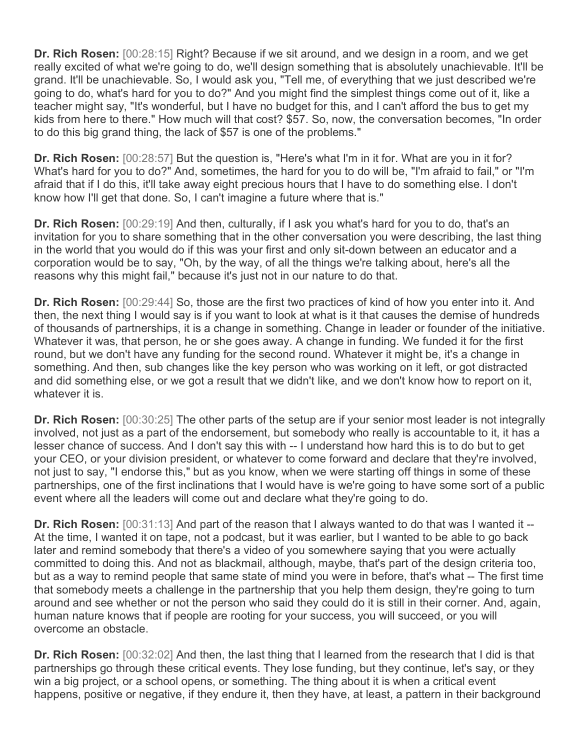**Dr. Rich Rosen:** [00:28:15] Right? Because if we sit around, and we design in a room, and we get really excited of what we're going to do, we'll design something that is absolutely unachievable. It'll be grand. It'll be unachievable. So, I would ask you, "Tell me, of everything that we just described we're going to do, what's hard for you to do?" And you might find the simplest things come out of it, like a teacher might say, "It's wonderful, but I have no budget for this, and I can't afford the bus to get my kids from here to there." How much will that cost? $57. So, now, the conversation becomes, "In order to do this big grand thing, the lack of $57 is one of the problems."

**Dr. Rich Rosen:** [00:28:57] But the question is, "Here's what I'm in it for. What are you in it for? What's hard for you to do?" And, sometimes, the hard for you to do will be, "I'm afraid to fail," or "I'm afraid that if I do this, it'll take away eight precious hours that I have to do something else. I don't know how I'll get that done. So, I can't imagine a future where that is."

**Dr. Rich Rosen:** [00:29:19] And then, culturally, if I ask you what's hard for you to do, that's an invitation for you to share something that in the other conversation you were describing, the last thing in the world that you would do if this was your first and only sit-down between an educator and a corporation would be to say, "Oh, by the way, of all the things we're talking about, here's all the reasons why this might fail," because it's just not in our nature to do that.

**Dr. Rich Rosen:** [00:29:44] So, those are the first two practices of kind of how you enter into it. And then, the next thing I would say is if you want to look at what is it that causes the demise of hundreds of thousands of partnerships, it is a change in something. Change in leader or founder of the initiative. Whatever it was, that person, he or she goes away. A change in funding. We funded it for the first round, but we don't have any funding for the second round. Whatever it might be, it's a change in something. And then, sub changes like the key person who was working on it left, or got distracted and did something else, or we got a result that we didn't like, and we don't know how to report on it, whatever it is.

**Dr. Rich Rosen:** [00:30:25] The other parts of the setup are if your senior most leader is not integrally involved, not just as a part of the endorsement, but somebody who really is accountable to it, it has a lesser chance of success. And I don't say this with -- I understand how hard this is to do but to get your CEO, or your division president, or whatever to come forward and declare that they're involved, not just to say, "I endorse this," but as you know, when we were starting off things in some of these partnerships, one of the first inclinations that I would have is we're going to have some sort of a public event where all the leaders will come out and declare what they're going to do.

**Dr. Rich Rosen:** [00:31:13] And part of the reason that I always wanted to do that was I wanted it -- At the time, I wanted it on tape, not a podcast, but it was earlier, but I wanted to be able to go back later and remind somebody that there's a video of you somewhere saying that you were actually committed to doing this. And not as blackmail, although, maybe, that's part of the design criteria too, but as a way to remind people that same state of mind you were in before, that's what -- The first time that somebody meets a challenge in the partnership that you help them design, they're going to turn around and see whether or not the person who said they could do it is still in their corner. And, again, human nature knows that if people are rooting for your success, you will succeed, or you will overcome an obstacle.

**Dr. Rich Rosen:** [00:32:02] And then, the last thing that I learned from the research that I did is that partnerships go through these critical events. They lose funding, but they continue, let's say, or they win a big project, or a school opens, or something. The thing about it is when a critical event happens, positive or negative, if they endure it, then they have, at least, a pattern in their background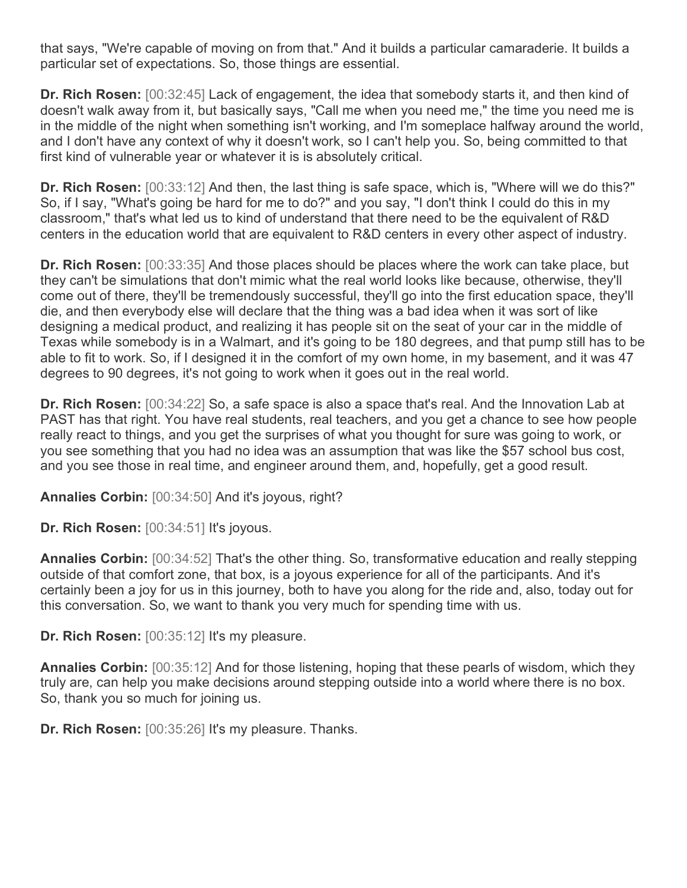that says, "We're capable of moving on from that." And it builds a particular camaraderie. It builds a particular set of expectations. So, those things are essential.

**Dr. Rich Rosen:** [00:32:45] Lack of engagement, the idea that somebody starts it, and then kind of doesn't walk away from it, but basically says, "Call me when you need me," the time you need me is in the middle of the night when something isn't working, and I'm someplace halfway around the world, and I don't have any context of why it doesn't work, so I can't help you. So, being committed to that first kind of vulnerable year or whatever it is is absolutely critical.

**Dr. Rich Rosen:** [00:33:12] And then, the last thing is safe space, which is, "Where will we do this?" So, if I say, "What's going be hard for me to do?" and you say, "I don't think I could do this in my classroom," that's what led us to kind of understand that there need to be the equivalent of R&D centers in the education world that are equivalent to R&D centers in every other aspect of industry.

**Dr. Rich Rosen:** [00:33:35] And those places should be places where the work can take place, but they can't be simulations that don't mimic what the real world looks like because, otherwise, they'll come out of there, they'll be tremendously successful, they'll go into the first education space, they'll die, and then everybody else will declare that the thing was a bad idea when it was sort of like designing a medical product, and realizing it has people sit on the seat of your car in the middle of Texas while somebody is in a Walmart, and it's going to be 180 degrees, and that pump still has to be able to fit to work. So, if I designed it in the comfort of my own home, in my basement, and it was 47 degrees to 90 degrees, it's not going to work when it goes out in the real world.

**Dr. Rich Rosen:** [00:34:22] So, a safe space is also a space that's real. And the Innovation Lab at PAST has that right. You have real students, real teachers, and you get a chance to see how people really react to things, and you get the surprises of what you thought for sure was going to work, or you see something that you had no idea was an assumption that was like the $57 school bus cost, and you see those in real time, and engineer around them, and, hopefully, get a good result.

**Annalies Corbin:** [00:34:50] And it's joyous, right?

**Dr. Rich Rosen:** [00:34:51] It's joyous.

**Annalies Corbin:** [00:34:52] That's the other thing. So, transformative education and really stepping outside of that comfort zone, that box, is a joyous experience for all of the participants. And it's certainly been a joy for us in this journey, both to have you along for the ride and, also, today out for this conversation. So, we want to thank you very much for spending time with us.

**Dr. Rich Rosen:** [00:35:12] It's my pleasure.

**Annalies Corbin:** [00:35:12] And for those listening, hoping that these pearls of wisdom, which they truly are, can help you make decisions around stepping outside into a world where there is no box. So, thank you so much for joining us.

**Dr. Rich Rosen:** [00:35:26] It's my pleasure. Thanks.